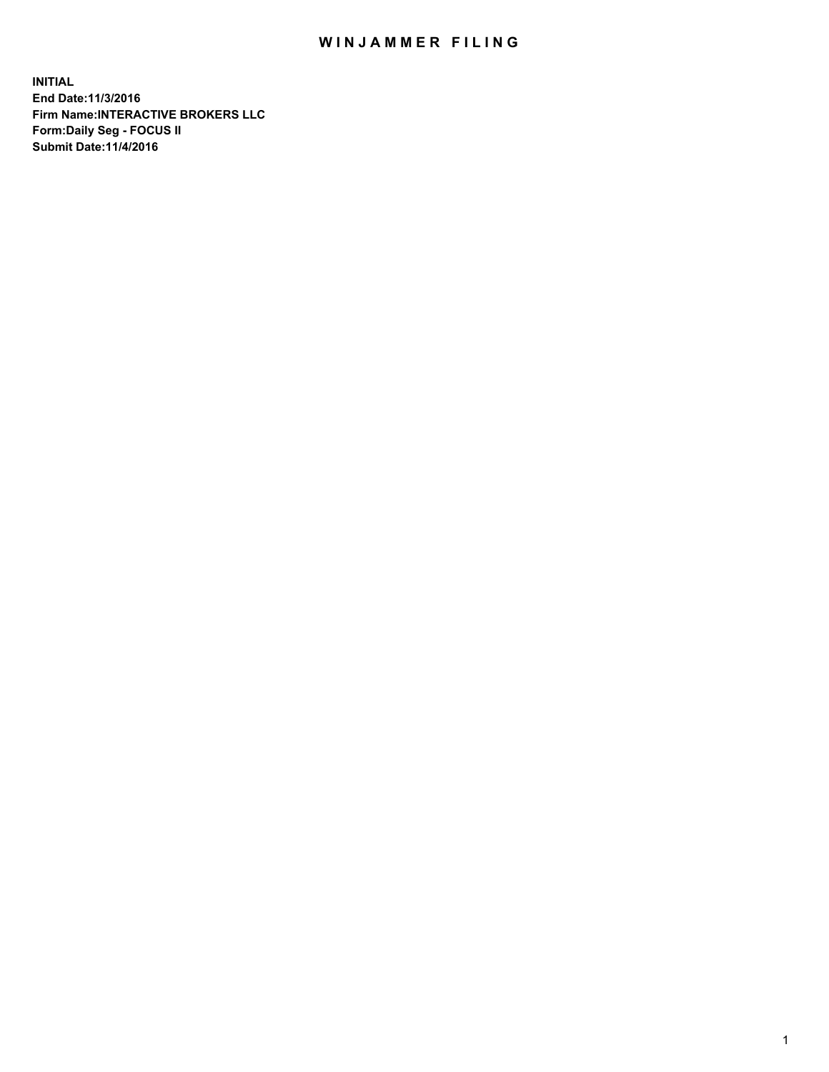# WINJAMMER FILING

**INITIAL**
**End Date:11/3/2016**
**Firm Name:INTERACTIVE BROKERS LLC**
**Form:Daily Seg - FOCUS II**
**Submit Date:11/4/2016**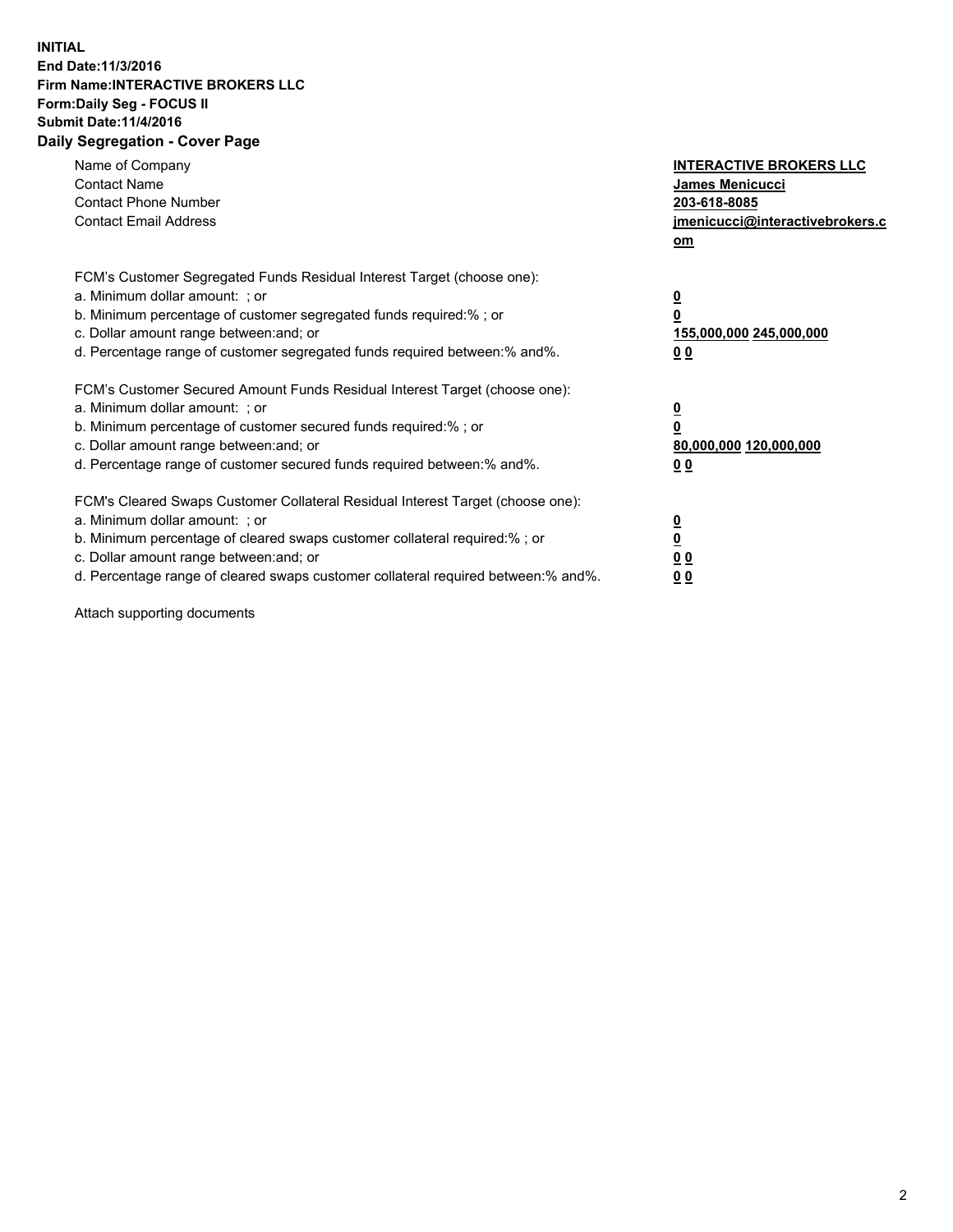**INITIAL**
**End Date:11/3/2016**
**Firm Name:INTERACTIVE BROKERS LLC**
**Form:Daily Seg - FOCUS II**
**Submit Date:11/4/2016**
**Daily Segregation - Cover Page**

| | |
|---|---|
| Name of Company | **INTERACTIVE BROKERS LLC** |
| Contact Name | **James Menicucci** |
| Contact Phone Number | **203-618-8085** |
| Contact Email Address | **jmenicucci@interactivebrokers.com** |

FCM's Customer Segregated Funds Residual Interest Target (choose one):

| | |
|---|---|
| a. Minimum dollar amount: ; or | **0** |
| b. Minimum percentage of customer segregated funds required:% ; or | **0** |
| c. Dollar amount range between:and; or | **155,000,000 245,000,000** |
| d. Percentage range of customer segregated funds required between:% and%. | **0 0** |

FCM's Customer Secured Amount Funds Residual Interest Target (choose one):

| | |
|---|---|
| a. Minimum dollar amount: ; or | **0** |
| b. Minimum percentage of customer secured funds required:% ; or | **0** |
| c. Dollar amount range between:and; or | **80,000,000 120,000,000** |
| d. Percentage range of customer secured funds required between:% and%. | **0 0** |

FCM's Cleared Swaps Customer Collateral Residual Interest Target (choose one):

| | |
|---|---|
| a. Minimum dollar amount: ; or | **0** |
| b. Minimum percentage of cleared swaps customer collateral required:% ; or | **0** |
| c. Dollar amount range between:and; or | **0 0** |
| d. Percentage range of cleared swaps customer collateral required between:% and%. | **0 0** |

Attach supporting documents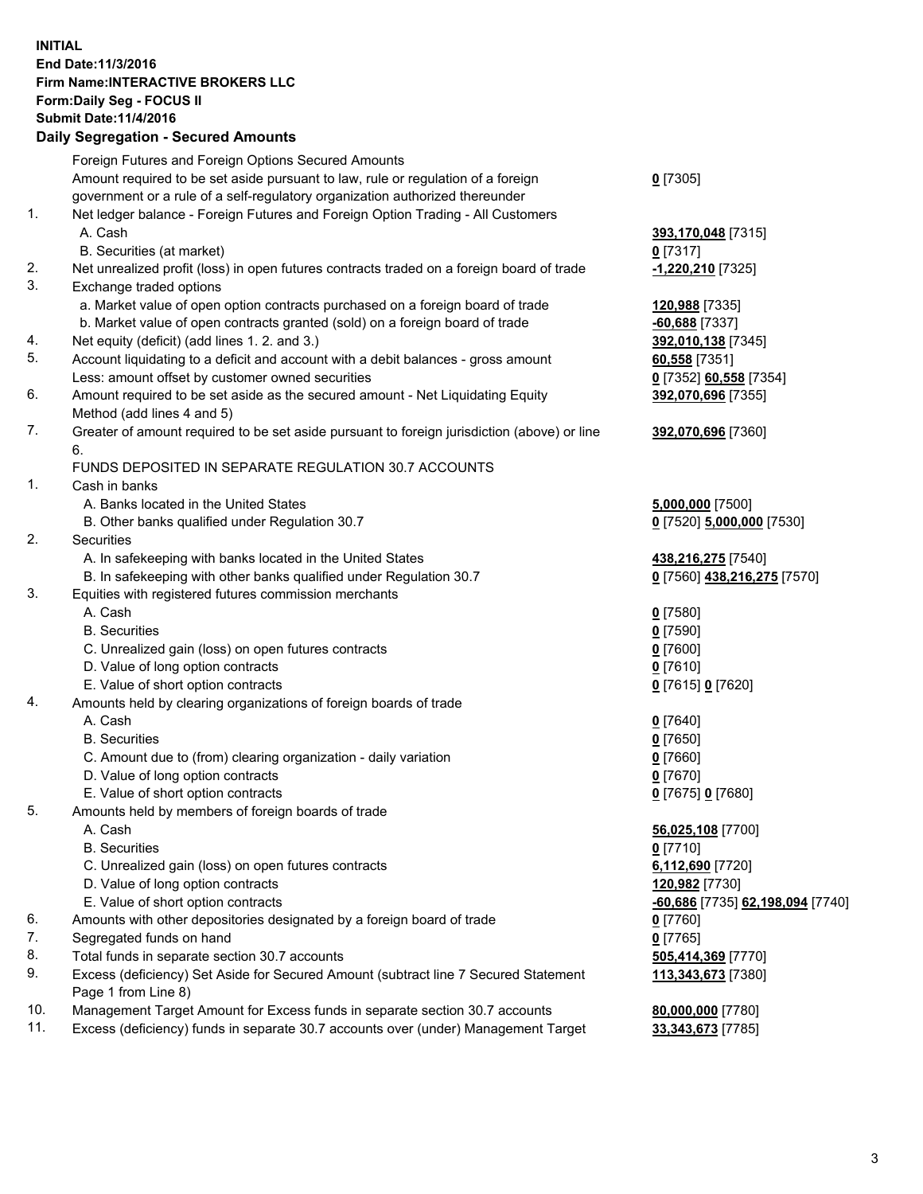**INITIAL**
**End Date:11/3/2016**
**Firm Name:INTERACTIVE BROKERS LLC**
**Form:Daily Seg - FOCUS II**
**Submit Date:11/4/2016**

**Daily Segregation - Secured Amounts**

| | | |
|---|---|---|
| | Foreign Futures and Foreign Options Secured Amounts | |
| | Amount required to be set aside pursuant to law, rule or regulation of a foreign government or a rule of a self-regulatory organization authorized thereunder | **0** [7305] |
| 1. | Net ledger balance - Foreign Futures and Foreign Option Trading - All Customers | |
| | A. Cash | **393,170,048** [7315] |
| | B. Securities (at market) | **0** [7317] |
| 2. | Net unrealized profit (loss) in open futures contracts traded on a foreign board of trade | **-1,220,210** [7325] |
| 3. | Exchange traded options | |
| | a. Market value of open option contracts purchased on a foreign board of trade | **120,988** [7335] |
| | b. Market value of open contracts granted (sold) on a foreign board of trade | **-60,688** [7337] |
| 4. | Net equity (deficit) (add lines 1. 2. and 3.) | **392,010,138** [7345] |
| 5. | Account liquidating to a deficit and account with a debit balances - gross amount | **60,558** [7351] |
| | Less: amount offset by customer owned securities | **0** [7352] **60,558** [7354] |
| 6. | Amount required to be set aside as the secured amount - Net Liquidating Equity Method (add lines 4 and 5) | **392,070,696** [7355] |
| 7. | Greater of amount required to be set aside pursuant to foreign jurisdiction (above) or line 6. | **392,070,696** [7360] |
| | FUNDS DEPOSITED IN SEPARATE REGULATION 30.7 ACCOUNTS | |
| 1. | Cash in banks | |
| | A. Banks located in the United States | **5,000,000** [7500] |
| | B. Other banks qualified under Regulation 30.7 | **0** [7520] **5,000,000** [7530] |
| 2. | Securities | |
| | A. In safekeeping with banks located in the United States | **438,216,275** [7540] |
| | B. In safekeeping with other banks qualified under Regulation 30.7 | **0** [7560] **438,216,275** [7570] |
| 3. | Equities with registered futures commission merchants | |
| | A. Cash | **0** [7580] |
| | B. Securities | **0** [7590] |
| | C. Unrealized gain (loss) on open futures contracts | **0** [7600] |
| | D. Value of long option contracts | **0** [7610] |
| | E. Value of short option contracts | **0** [7615] **0** [7620] |
| 4. | Amounts held by clearing organizations of foreign boards of trade | |
| | A. Cash | **0** [7640] |
| | B. Securities | **0** [7650] |
| | C. Amount due to (from) clearing organization - daily variation | **0** [7660] |
| | D. Value of long option contracts | **0** [7670] |
| | E. Value of short option contracts | **0** [7675] **0** [7680] |
| 5. | Amounts held by members of foreign boards of trade | |
| | A. Cash | **56,025,108** [7700] |
| | B. Securities | **0** [7710] |
| | C. Unrealized gain (loss) on open futures contracts | **6,112,690** [7720] |
| | D. Value of long option contracts | **120,982** [7730] |
| | E. Value of short option contracts | **-60,686** [7735] **62,198,094** [7740] |
| 6. | Amounts with other depositories designated by a foreign board of trade | **0** [7760] |
| 7. | Segregated funds on hand | **0** [7765] |
| 8. | Total funds in separate section 30.7 accounts | **505,414,369** [7770] |
| 9. | Excess (deficiency) Set Aside for Secured Amount (subtract line 7 Secured Statement Page 1 from Line 8) | **113,343,673** [7380] |
| 10. | Management Target Amount for Excess funds in separate section 30.7 accounts | **80,000,000** [7780] |
| 11. | Excess (deficiency) funds in separate 30.7 accounts over (under) Management Target | **33,343,673** [7785] |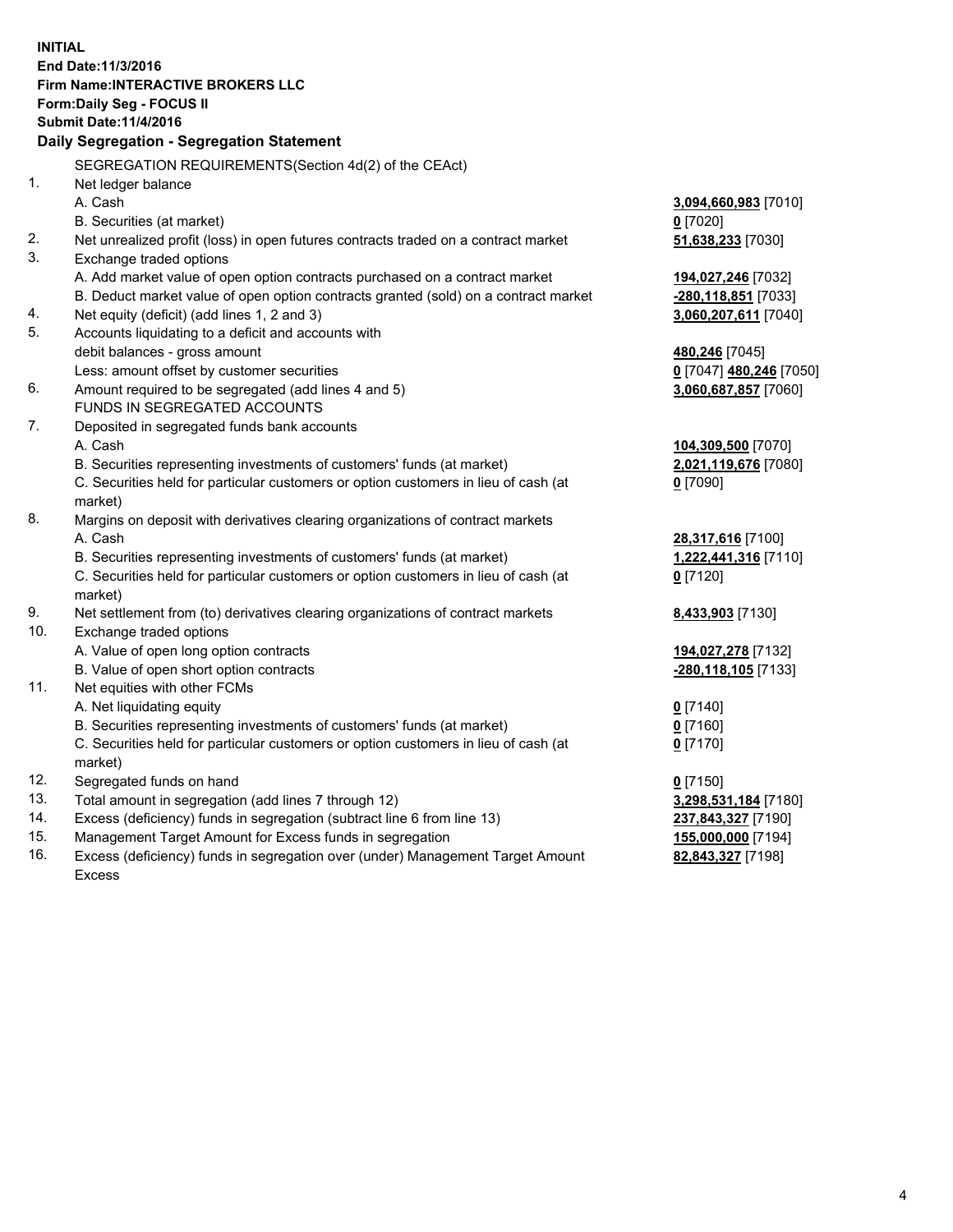**INITIAL**
**End Date:11/3/2016**
**Firm Name:INTERACTIVE BROKERS LLC**
**Form:Daily Seg - FOCUS II**
**Submit Date:11/4/2016**

## Daily Segregation - Segregation Statement

| | | |
|---|---|---|
| | SEGREGATION REQUIREMENTS(Section 4d(2) of the CEAct) | |
| 1. | Net ledger balance | |
| | A. Cash | **3,094,660,983** [7010] |
| | B. Securities (at market) | **0** [7020] |
| 2. | Net unrealized profit (loss) in open futures contracts traded on a contract market | **51,638,233** [7030] |
| 3. | Exchange traded options | |
| | A. Add market value of open option contracts purchased on a contract market | **194,027,246** [7032] |
| | B. Deduct market value of open option contracts granted (sold) on a contract market | **-280,118,851** [7033] |
| 4. | Net equity (deficit) (add lines 1, 2 and 3) | **3,060,207,611** [7040] |
| 5. | Accounts liquidating to a deficit and accounts with | |
| | debit balances - gross amount | **480,246** [7045] |
| | Less: amount offset by customer securities | **0** [7047] **480,246** [7050] |
| 6. | Amount required to be segregated (add lines 4 and 5) | **3,060,687,857** [7060] |
| | FUNDS IN SEGREGATED ACCOUNTS | |
| 7. | Deposited in segregated funds bank accounts | |
| | A. Cash | **104,309,500** [7070] |
| | B. Securities representing investments of customers' funds (at market) | **2,021,119,676** [7080] |
| | C. Securities held for particular customers or option customers in lieu of cash (at market) | **0** [7090] |
| 8. | Margins on deposit with derivatives clearing organizations of contract markets | |
| | A. Cash | **28,317,616** [7100] |
| | B. Securities representing investments of customers' funds (at market) | **1,222,441,316** [7110] |
| | C. Securities held for particular customers or option customers in lieu of cash (at market) | **0** [7120] |
| 9. | Net settlement from (to) derivatives clearing organizations of contract markets | **8,433,903** [7130] |
| 10. | Exchange traded options | |
| | A. Value of open long option contracts | **194,027,278** [7132] |
| | B. Value of open short option contracts | **-280,118,105** [7133] |
| 11. | Net equities with other FCMs | |
| | A. Net liquidating equity | **0** [7140] |
| | B. Securities representing investments of customers' funds (at market) | **0** [7160] |
| | C. Securities held for particular customers or option customers in lieu of cash (at market) | **0** [7170] |
| 12. | Segregated funds on hand | **0** [7150] |
| 13. | Total amount in segregation (add lines 7 through 12) | **3,298,531,184** [7180] |
| 14. | Excess (deficiency) funds in segregation (subtract line 6 from line 13) | **237,843,327** [7190] |
| 15. | Management Target Amount for Excess funds in segregation | **155,000,000** [7194] |
| 16. | Excess (deficiency) funds in segregation over (under) Management Target Amount Excess | **82,843,327** [7198] |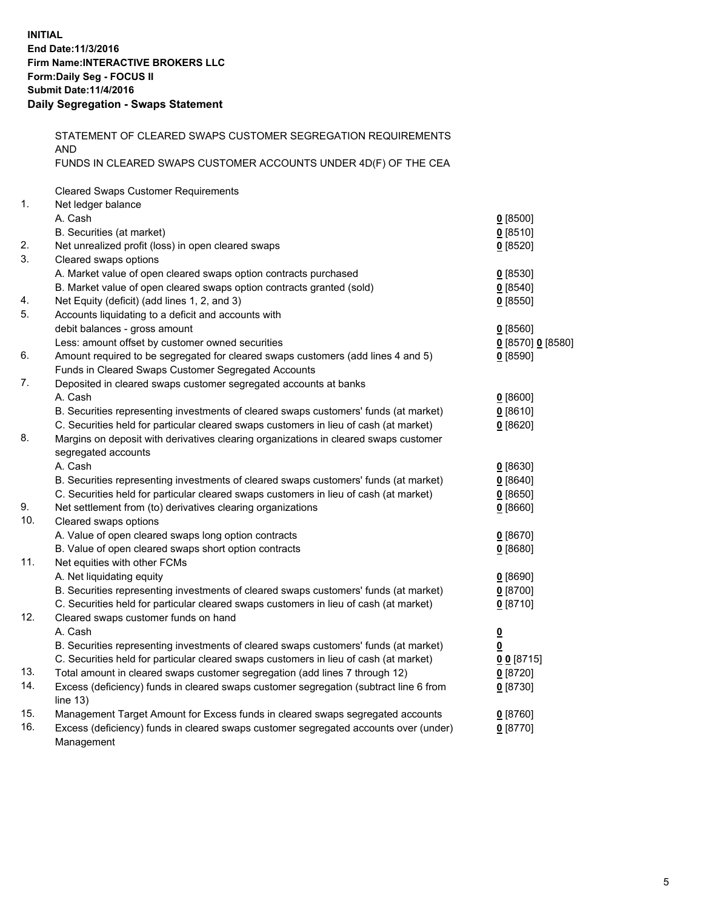**INITIAL**
**End Date:11/3/2016**
**Firm Name:INTERACTIVE BROKERS LLC**
**Form:Daily Seg - FOCUS II**
**Submit Date:11/4/2016**
**Daily Segregation - Swaps Statement**

STATEMENT OF CLEARED SWAPS CUSTOMER SEGREGATION REQUIREMENTS AND FUNDS IN CLEARED SWAPS CUSTOMER ACCOUNTS UNDER 4D(F) OF THE CEA

| | | |
|---|---|---|
| | Cleared Swaps Customer Requirements | |
| 1. | Net ledger balance | |
| | A. Cash | 0 [8500] |
| | B. Securities (at market) | 0 [8510] |
| 2. | Net unrealized profit (loss) in open cleared swaps | 0 [8520] |
| 3. | Cleared swaps options | |
| | A. Market value of open cleared swaps option contracts purchased | 0 [8530] |
| | B. Market value of open cleared swaps option contracts granted (sold) | 0 [8540] |
| 4. | Net Equity (deficit) (add lines 1, 2, and 3) | 0 [8550] |
| 5. | Accounts liquidating to a deficit and accounts with debit balances - gross amount | 0 [8560] |
| | Less: amount offset by customer owned securities | 0 [8570] 0 [8580] |
| 6. | Amount required to be segregated for cleared swaps customers (add lines 4 and 5) | 0 [8590] |
| | Funds in Cleared Swaps Customer Segregated Accounts | |
| 7. | Deposited in cleared swaps customer segregated accounts at banks | |
| | A. Cash | 0 [8600] |
| | B. Securities representing investments of cleared swaps customers' funds (at market) | 0 [8610] |
| | C. Securities held for particular cleared swaps customers in lieu of cash (at market) | 0 [8620] |
| 8. | Margins on deposit with derivatives clearing organizations in cleared swaps customer segregated accounts | |
| | A. Cash | 0 [8630] |
| | B. Securities representing investments of cleared swaps customers' funds (at market) | 0 [8640] |
| | C. Securities held for particular cleared swaps customers in lieu of cash (at market) | 0 [8650] |
| 9. | Net settlement from (to) derivatives clearing organizations | 0 [8660] |
| 10. | Cleared swaps options | |
| | A. Value of open cleared swaps long option contracts | 0 [8670] |
| | B. Value of open cleared swaps short option contracts | 0 [8680] |
| 11. | Net equities with other FCMs | |
| | A. Net liquidating equity | 0 [8690] |
| | B. Securities representing investments of cleared swaps customers' funds (at market) | 0 [8700] |
| | C. Securities held for particular cleared swaps customers in lieu of cash (at market) | 0 [8710] |
| 12. | Cleared swaps customer funds on hand | |
| | A. Cash | 0 |
| | B. Securities representing investments of cleared swaps customers' funds (at market) | 0 |
| | C. Securities held for particular cleared swaps customers in lieu of cash (at market) | 0 0 [8715] |
| 13. | Total amount in cleared swaps customer segregation (add lines 7 through 12) | 0 [8720] |
| 14. | Excess (deficiency) funds in cleared swaps customer segregation (subtract line 6 from line 13) | 0 [8730] |
| 15. | Management Target Amount for Excess funds in cleared swaps segregated accounts | 0 [8760] |
| 16. | Excess (deficiency) funds in cleared swaps customer segregated accounts over (under) Management | 0 [8770] |